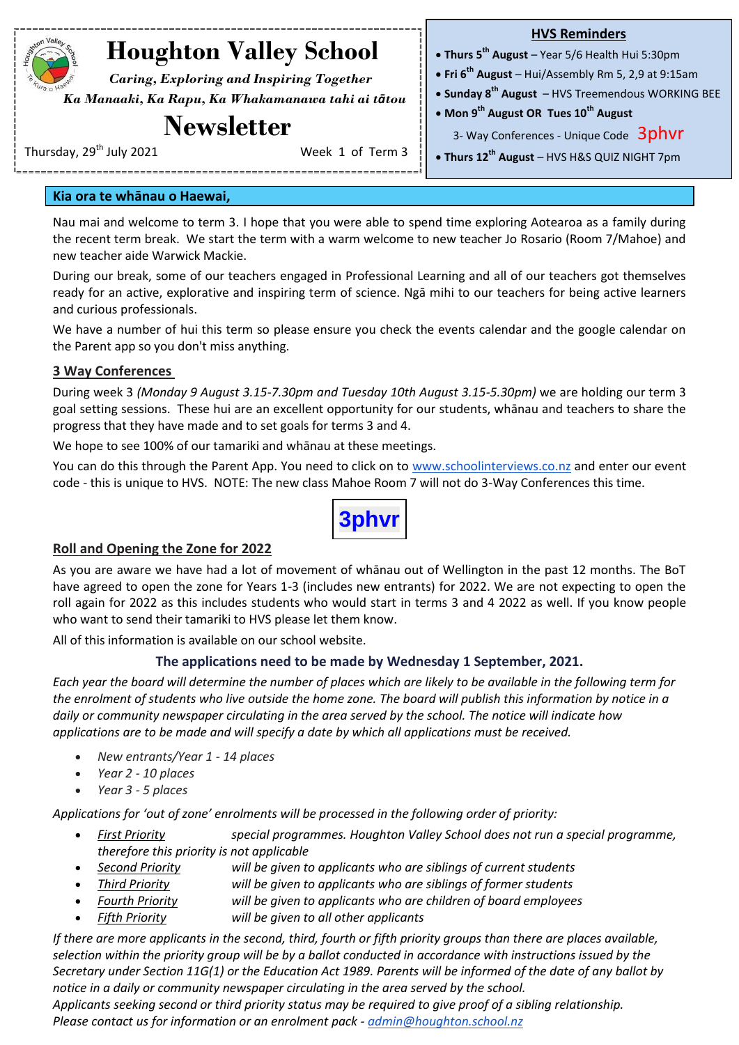# Houghton Valley School

*Caring, Exploring and Inspiring Together*

*Ka Manaaki, Ka Rapu, Ka Whakamanawa tahi ai tātou*

## Newsletter

Thursday, 29th July 2021 Week 1 of Term 3

### HVS Reminders

- **Thurs 5th August** – Year 5/6 Health Hui 5:30pm
- **Fri 6th August** – Hui/Assembly Rm 5, 2,9 at 9:15am
- **Sunday 8th August** – HVS Treemendous WORKING BEE
- **Mon 9th August OR Tues 10th August**
  3- Way Conferences - Unique Code 3phvr
- **Thurs 12th August** – HVS H&S QUIZ NIGHT 7pm

## Kia ora te whānau o Haewai,

Nau mai and welcome to term 3. I hope that you were able to spend time exploring Aotearoa as a family during the recent term break. We start the term with a warm welcome to new teacher Jo Rosario (Room 7/Mahoe) and new teacher aide Warwick Mackie.

During our break, some of our teachers engaged in Professional Learning and all of our teachers got themselves ready for an active, explorative and inspiring term of science. Ngā mihi to our teachers for being active learners and curious professionals.

We have a number of hui this term so please ensure you check the events calendar and the google calendar on the Parent app so you don't miss anything.

### 3 Way Conferences

During week 3 *(Monday 9 August 3.15-7.30pm and Tuesday 10th August 3.15-5.30pm)* we are holding our term 3 goal setting sessions. These hui are an excellent opportunity for our students, whānau and teachers to share the progress that they have made and to set goals for terms 3 and 4.

We hope to see 100% of our tamariki and whānau at these meetings.

You can do this through the Parent App. You need to click on to www.schoolinterviews.co.nz and enter our event code - this is unique to HVS. NOTE: The new class Mahoe Room 7 will not do 3-Way Conferences this time.

**3phvr**

### Roll and Opening the Zone for 2022

As you are aware we have had a lot of movement of whānau out of Wellington in the past 12 months. The BoT have agreed to open the zone for Years 1-3 (includes new entrants) for 2022. We are not expecting to open the roll again for 2022 as this includes students who would start in terms 3 and 4 2022 as well. If you know people who want to send their tamariki to HVS please let them know.

All of this information is available on our school website.

**The applications need to be made by Wednesday 1 September, 2021.**

*Each year the board will determine the number of places which are likely to be available in the following term for the enrolment of students who live outside the home zone. The board will publish this information by notice in a daily or community newspaper circulating in the area served by the school. The notice will indicate how applications are to be made and will specify a date by which all applications must be received.*

- *New entrants/Year 1 - 14 places*
- *Year 2 - 10 places*
- *Year 3 - 5 places*

*Applications for 'out of zone' enrolments will be processed in the following order of priority:*

- *First Priority* — *special programmes. Houghton Valley School does not run a special programme, therefore this priority is not applicable*
- *Second Priority* — *will be given to applicants who are siblings of current students*
- *Third Priority* — *will be given to applicants who are siblings of former students*
- *Fourth Priority* — *will be given to applicants who are children of board employees*
- *Fifth Priority* — *will be given to all other applicants*

*If there are more applicants in the second, third, fourth or fifth priority groups than there are places available, selection within the priority group will be by a ballot conducted in accordance with instructions issued by the Secretary under Section 11G(1) or the Education Act 1989. Parents will be informed of the date of any ballot by notice in a daily or community newspaper circulating in the area served by the school.*

*Applicants seeking second or third priority status may be required to give proof of a sibling relationship.*

*Please contact us for information or an enrolment pack - admin@houghton.school.nz*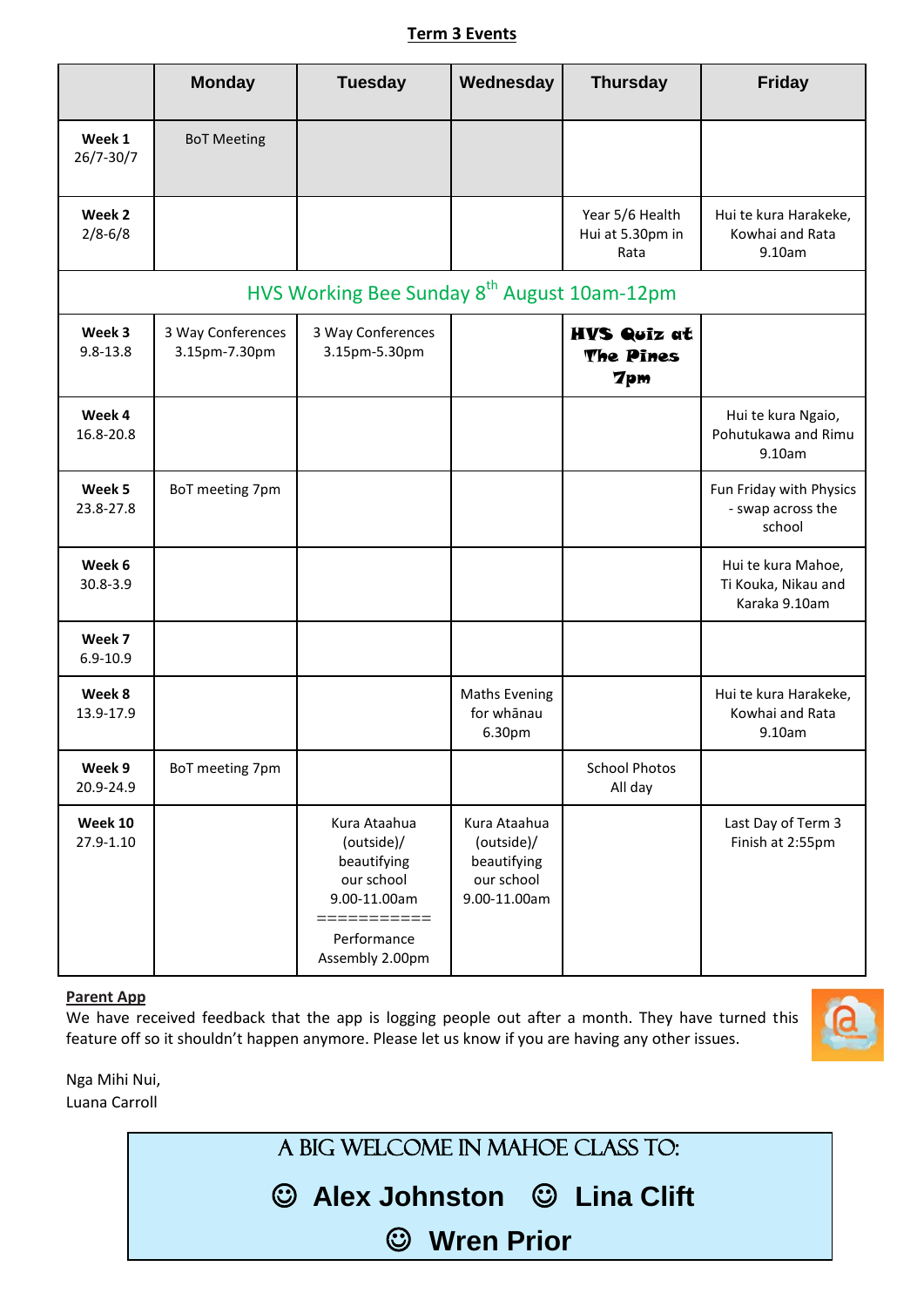## Term 3 Events

| | Monday | Tuesday | Wednesday | Thursday | Friday |
|---|---|---|---|---|---|
| **Week 1** 26/7-30/7 | BoT Meeting | | | | |
| **Week 2** 2/8-6/8 | | | | Year 5/6 Health Hui at 5.30pm in Rata | Hui te kura Harakeke, Kowhai and Rata 9.10am |
| HVS Working Bee Sunday 8th August 10am-12pm | | | | | |
| **Week 3** 9.8-13.8 | 3 Way Conferences 3.15pm-7.30pm | 3 Way Conferences 3.15pm-5.30pm | | **HVS Quiz at The Pines 7pm** | |
| **Week 4** 16.8-20.8 | | | | | Hui te kura Ngaio, Pohutukawa and Rimu 9.10am |
| **Week 5** 23.8-27.8 | BoT meeting 7pm | | | | Fun Friday with Physics - swap across the school |
| **Week 6** 30.8-3.9 | | | | | Hui te kura Mahoe, Ti Kouka, Nikau and Karaka 9.10am |
| **Week 7** 6.9-10.9 | | | | | |
| **Week 8** 13.9-17.9 | | | Maths Evening for whānau 6.30pm | | Hui te kura Harakeke, Kowhai and Rata 9.10am |
| **Week 9** 20.9-24.9 | BoT meeting 7pm | | | School Photos All day | |
| **Week 10** 27.9-1.10 | | Kura Ataahua (outside)/ beautifying our school 9.00-11.00am =========== Performance Assembly 2.00pm | Kura Ataahua (outside)/ beautifying our school 9.00-11.00am | | Last Day of Term 3 Finish at 2:55pm |

**Parent App**

We have received feedback that the app is logging people out after a month. They have turned this feature off so it shouldn't happen anymore. Please let us know if you are having any other issues.

Nga Mihi Nui,
Luana Carroll

A BIG WELCOME IN MAHOE CLASS TO:

☺ **Alex Johnston** ☺ **Lina Clift**

☺ **Wren Prior**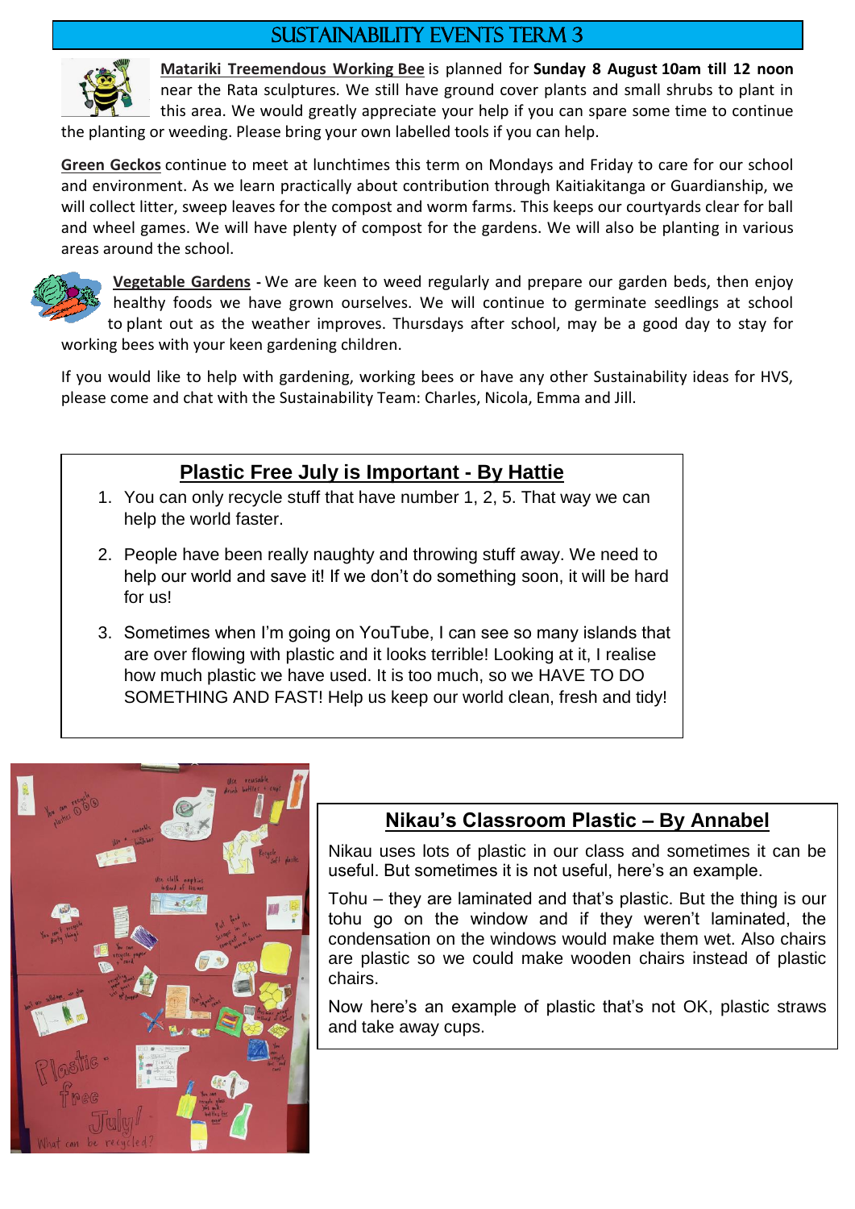# SUSTAINABILITY EVENTS TERM 3

**Matariki Treemendous Working Bee** is planned for **Sunday 8 August 10am till 12 noon** near the Rata sculptures. We still have ground cover plants and small shrubs to plant in this area. We would greatly appreciate your help if you can spare some time to continue the planting or weeding. Please bring your own labelled tools if you can help.

**Green Geckos** continue to meet at lunchtimes this term on Mondays and Friday to care for our school and environment. As we learn practically about contribution through Kaitiakitanga or Guardianship, we will collect litter, sweep leaves for the compost and worm farms. This keeps our courtyards clear for ball and wheel games. We will have plenty of compost for the gardens. We will also be planting in various areas around the school.

**Vegetable Gardens** - We are keen to weed regularly and prepare our garden beds, then enjoy healthy foods we have grown ourselves. We will continue to germinate seedlings at school to plant out as the weather improves. Thursdays after school, may be a good day to stay for working bees with your keen gardening children.

If you would like to help with gardening, working bees or have any other Sustainability ideas for HVS, please come and chat with the Sustainability Team: Charles, Nicola, Emma and Jill.

## Plastic Free July is Important - By Hattie

1. You can only recycle stuff that have number 1, 2, 5. That way we can help the world faster.
2. People have been really naughty and throwing stuff away. We need to help our world and save it! If we don't do something soon, it will be hard for us!
3. Sometimes when I'm going on YouTube, I can see so many islands that are over flowing with plastic and it looks terrible! Looking at it, I realise how much plastic we have used. It is too much, so we HAVE TO DO SOMETHING AND FAST! Help us keep our world clean, fresh and tidy!

## Nikau's Classroom Plastic – By Annabel

Nikau uses lots of plastic in our class and sometimes it can be useful. But sometimes it is not useful, here's an example.

Tohu – they are laminated and that's plastic. But the thing is our tohu go on the window and if they weren't laminated, the condensation on the windows would make them wet. Also chairs are plastic so we could make wooden chairs instead of plastic chairs.

Now here's an example of plastic that's not OK, plastic straws and take away cups.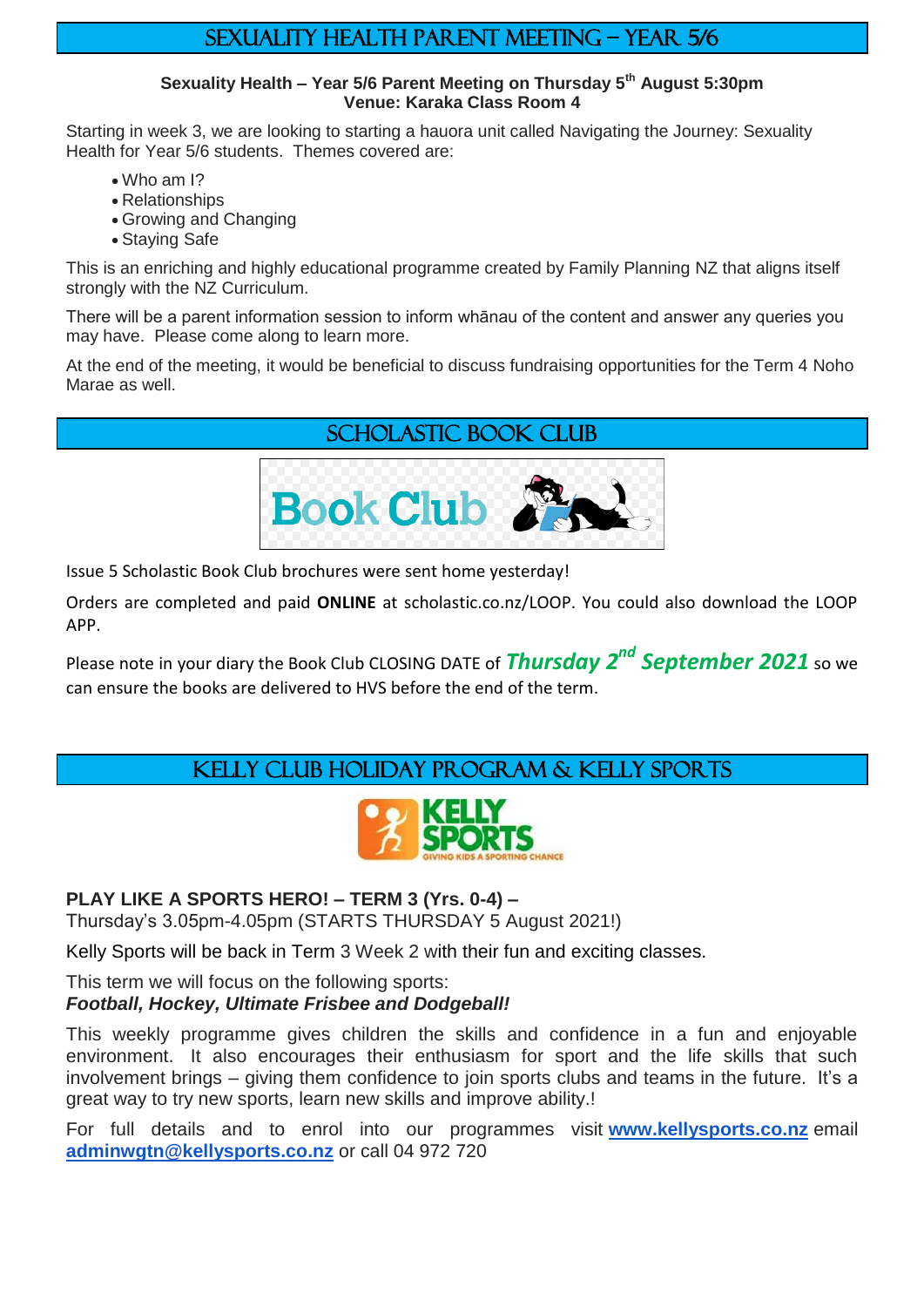## SEXUALITY HEALTH PARENT MEETING – YEAR 5/6

**Sexuality Health – Year 5/6 Parent Meeting on Thursday 5th August 5:30pm**
**Venue: Karaka Class Room 4**

Starting in week 3, we are looking to starting a hauora unit called Navigating the Journey: Sexuality Health for Year 5/6 students. Themes covered are:

- Who am I?
- Relationships
- Growing and Changing
- Staying Safe

This is an enriching and highly educational programme created by Family Planning NZ that aligns itself strongly with the NZ Curriculum.

There will be a parent information session to inform whānau of the content and answer any queries you may have. Please come along to learn more.

At the end of the meeting, it would be beneficial to discuss fundraising opportunities for the Term 4 Noho Marae as well.

## SCHOLASTIC BOOK CLUB

Issue 5 Scholastic Book Club brochures were sent home yesterday!

Orders are completed and paid **ONLINE** at scholastic.co.nz/LOOP. You could also download the LOOP APP.

Please note in your diary the Book Club CLOSING DATE of ***Thursday 2nd September 2021*** so we can ensure the books are delivered to HVS before the end of the term.

## KELLY CLUB HOLIDAY PROGRAM & KELLY SPORTS

**PLAY LIKE A SPORTS HERO! – TERM 3 (Yrs. 0-4) –**
Thursday's 3.05pm-4.05pm (STARTS THURSDAY 5 August 2021!)

Kelly Sports will be back in Term 3 Week 2 with their fun and exciting classes.

This term we will focus on the following sports:
***Football, Hockey, Ultimate Frisbee and Dodgeball!***

This weekly programme gives children the skills and confidence in a fun and enjoyable environment. It also encourages their enthusiasm for sport and the life skills that such involvement brings – giving them confidence to join sports clubs and teams in the future. It's a great way to try new sports, learn new skills and improve ability.!

For full details and to enrol into our programmes visit **www.kellysports.co.nz** email **adminwgtn@kellysports.co.nz** or call 04 972 720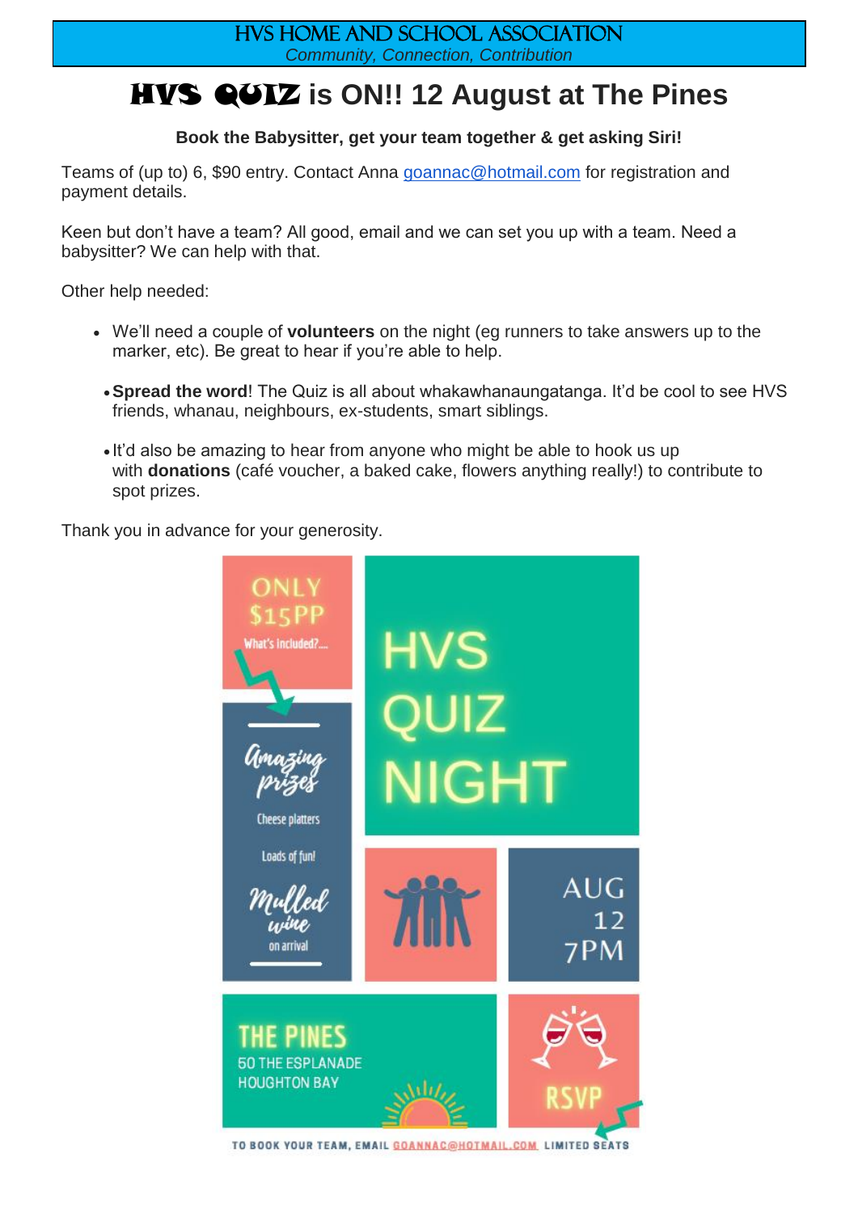# HVS HOME AND SCHOOL ASSOCIATION

*Community, Connection, Contribution*

## HVS QUIZ is ON!! 12 August at The Pines

**Book the Babysitter, get your team together & get asking Siri!**

Teams of (up to) 6, $90 entry. Contact Anna goannac@hotmail.com for registration and payment details.

Keen but don't have a team? All good, email and we can set you up with a team. Need a babysitter? We can help with that.

Other help needed:

- We'll need a couple of **volunteers** on the night (eg runners to take answers up to the marker, etc). Be great to hear if you're able to help.
- **Spread the word**! The Quiz is all about whakawhanaungatanga. It'd be cool to see HVS friends, whanau, neighbours, ex-students, smart siblings.
- It'd also be amazing to hear from anyone who might be able to hook us up with **donations** (café voucher, a baked cake, flowers anything really!) to contribute to spot prizes.

Thank you in advance for your generosity.

ONLY $15PP

What's included?...

Amazing prizes

Cheese platters

Loads of fun!

Mulled wine on arrival

HVS QUIZ NIGHT

AUG 12 7PM

THE PINES
50 THE ESPLANADE
HOUGHTON BAY

RSVP

TO BOOK YOUR TEAM, EMAIL GOANNAC@HOTMAIL.COM LIMITED SEATS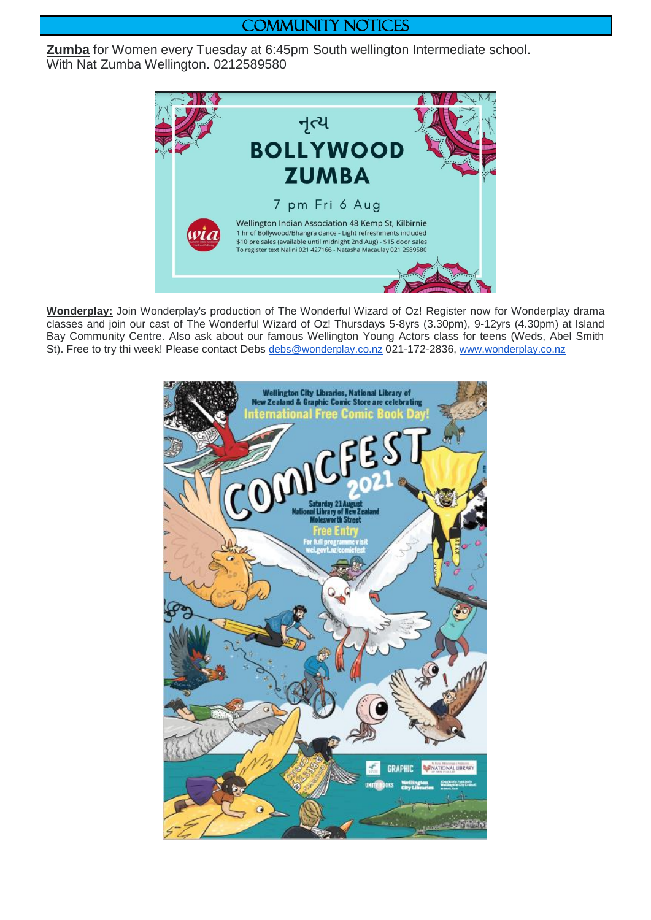# COMMUNITY NOTICES

**Zumba** for Women every Tuesday at 6:45pm South wellington Intermediate school. With Nat Zumba Wellington. 0212589580

નૃત્ય

**BOLLYWOOD ZUMBA**

7 pm Fri 6 Aug

Wellington Indian Association 48 Kemp St, Kilbirnie
1 hr of Bollywood/Bhangra dance - Light refreshments included
$10 pre sales (available until midnight 2nd Aug) - $15 door sales
To register text Nalini 021 427166 - Natasha Macaulay 021 2589580

**Wonderplay:** Join Wonderplay's production of The Wonderful Wizard of Oz! Register now for Wonderplay drama classes and join our cast of The Wonderful Wizard of Oz! Thursdays 5-8yrs (3.30pm), 9-12yrs (4.30pm) at Island Bay Community Centre. Also ask about our famous Wellington Young Actors class for teens (Weds, Abel Smith St). Free to try thi week! Please contact Debs debs@wonderplay.co.nz 021-172-2836, www.wonderplay.co.nz

Wellington City Libraries, National Library of New Zealand & Graphic Comic Store are celebrating International Free Comic Book Day!

**COMICFEST 2021**

Saturday 21 August
National Library of New Zealand
Molesworth Street
Free Entry
For full programme visit wcl.govt.nz/comicfest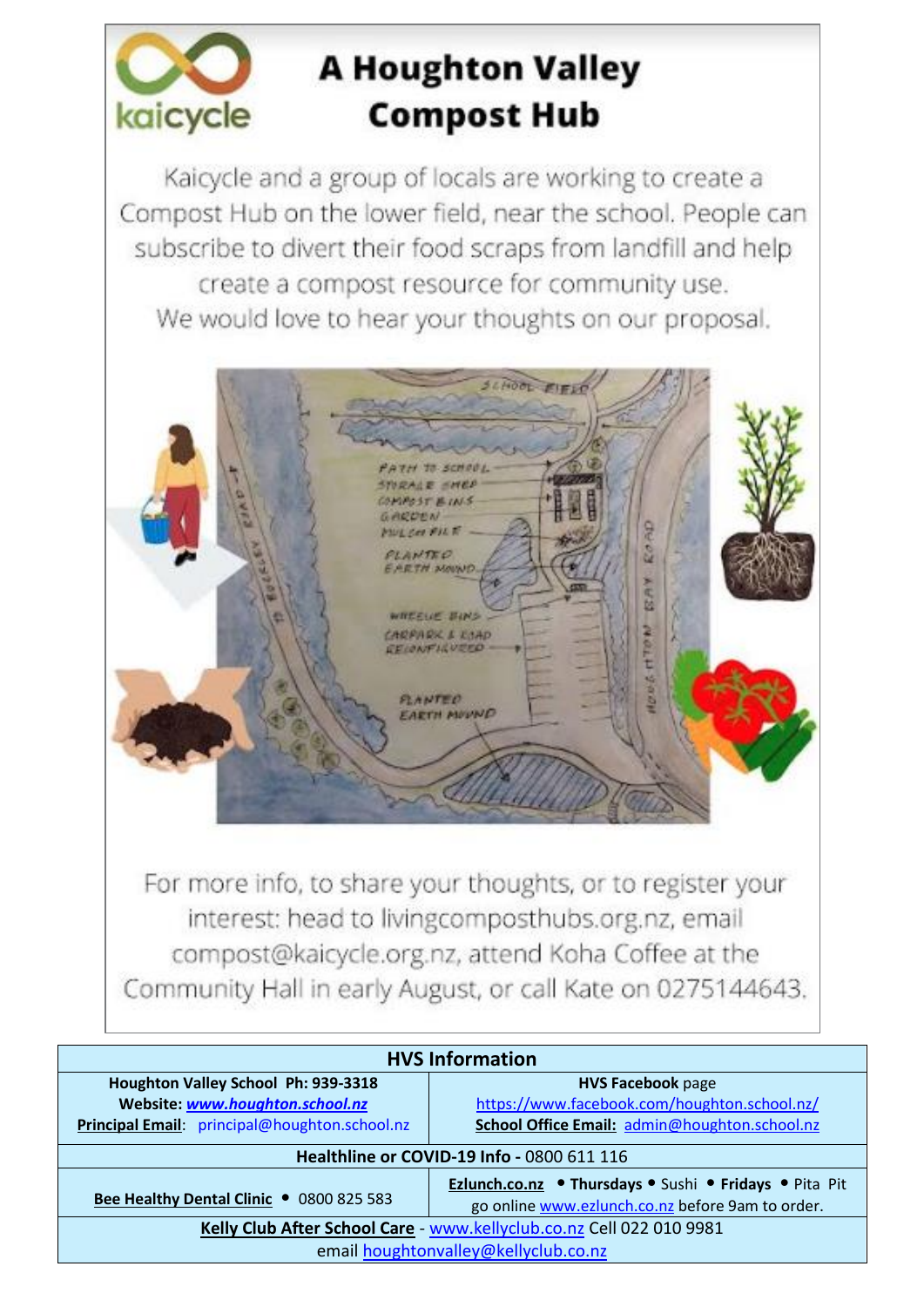# A Houghton Valley Compost Hub

kaicycle

Kaicycle and a group of locals are working to create a Compost Hub on the lower field, near the school. People can subscribe to divert their food scraps from landfill and help create a compost resource for community use.
We would love to hear your thoughts on our proposal.

SCHOOL FIELD
PATH TO SCHOOL
STORAGE SHED
COMPOST BINS
GARDEN
MULCH PILE
PLANTED EARTH MOUND
WHEELIE BINS
CARPARK & ROAD RECONFIGURED
PLANTED EARTH MOUND
TO BUCKLEY ROAD
HOUGHTON BAY ROAD

For more info, to share your thoughts, or to register your interest: head to livingcomposthubs.org.nz, email compost@kaicycle.org.nz, attend Koha Coffee at the Community Hall in early August, or call Kate on 0275144643.

| HVS Information | |
|---|---|
| **Houghton Valley School Ph: 939-3318**<br>**Website: *www.houghton.school.nz***<br>**Principal Email**: principal@houghton.school.nz | **HVS Facebook** page<br>https://www.facebook.com/houghton.school.nz/<br>**School Office Email:** admin@houghton.school.nz |
| **Healthline or COVID-19 Info** - 0800 611 116 | |
| **Bee Healthy Dental Clinic** • 0800 825 583 | **Ezlunch.co.nz** • **Thursdays** • Sushi • **Fridays** • Pita Pit<br>go online www.ezlunch.co.nz before 9am to order. |
| **Kelly Club After School Care** - www.kellyclub.co.nz Cell 022 010 9981<br>email houghtonvalley@kellyclub.co.nz | |